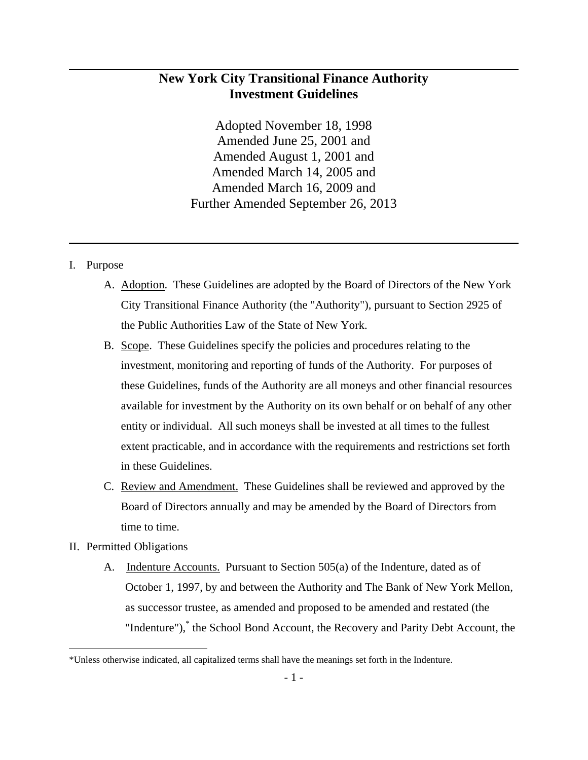# New York City Transitional Finance Authority
# Investment Guidelines

Adopted November 18, 1998
Amended June 25, 2001 and
Amended August 1, 2001 and
Amended March 14, 2005 and
Amended March 16, 2009 and
Further Amended September 26, 2013

I. Purpose

A. Adoption. These Guidelines are adopted by the Board of Directors of the New York City Transitional Finance Authority (the "Authority"), pursuant to Section 2925 of the Public Authorities Law of the State of New York.

B. Scope. These Guidelines specify the policies and procedures relating to the investment, monitoring and reporting of funds of the Authority. For purposes of these Guidelines, funds of the Authority are all moneys and other financial resources available for investment by the Authority on its own behalf or on behalf of any other entity or individual. All such moneys shall be invested at all times to the fullest extent practicable, and in accordance with the requirements and restrictions set forth in these Guidelines.

C. Review and Amendment. These Guidelines shall be reviewed and approved by the Board of Directors annually and may be amended by the Board of Directors from time to time.

II. Permitted Obligations

A. Indenture Accounts. Pursuant to Section 505(a) of the Indenture, dated as of October 1, 1997, by and between the Authority and The Bank of New York Mellon, as successor trustee, as amended and proposed to be amended and restated (the "Indenture"),* the School Bond Account, the Recovery and Parity Debt Account, the

*Unless otherwise indicated, all capitalized terms shall have the meanings set forth in the Indenture.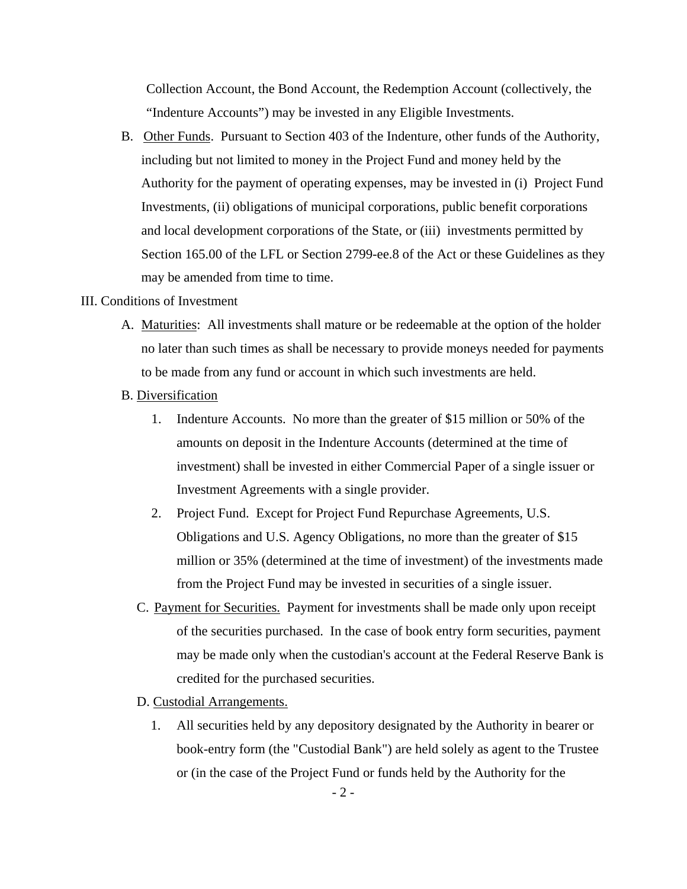Collection Account, the Bond Account, the Redemption Account (collectively, the "Indenture Accounts") may be invested in any Eligible Investments.

B. Other Funds. Pursuant to Section 403 of the Indenture, other funds of the Authority, including but not limited to money in the Project Fund and money held by the Authority for the payment of operating expenses, may be invested in (i) Project Fund Investments, (ii) obligations of municipal corporations, public benefit corporations and local development corporations of the State, or (iii) investments permitted by Section 165.00 of the LFL or Section 2799-ee.8 of the Act or these Guidelines as they may be amended from time to time.

III. Conditions of Investment

A. Maturities: All investments shall mature or be redeemable at the option of the holder no later than such times as shall be necessary to provide moneys needed for payments to be made from any fund or account in which such investments are held.

B. Diversification

1. Indenture Accounts. No more than the greater of $15 million or 50% of the amounts on deposit in the Indenture Accounts (determined at the time of investment) shall be invested in either Commercial Paper of a single issuer or Investment Agreements with a single provider.
2. Project Fund. Except for Project Fund Repurchase Agreements, U.S. Obligations and U.S. Agency Obligations, no more than the greater of $15 million or 35% (determined at the time of investment) of the investments made from the Project Fund may be invested in securities of a single issuer.

C. Payment for Securities. Payment for investments shall be made only upon receipt of the securities purchased. In the case of book entry form securities, payment may be made only when the custodian's account at the Federal Reserve Bank is credited for the purchased securities.

D. Custodial Arrangements.

1. All securities held by any depository designated by the Authority in bearer or book-entry form (the "Custodial Bank") are held solely as agent to the Trustee or (in the case of the Project Fund or funds held by the Authority for the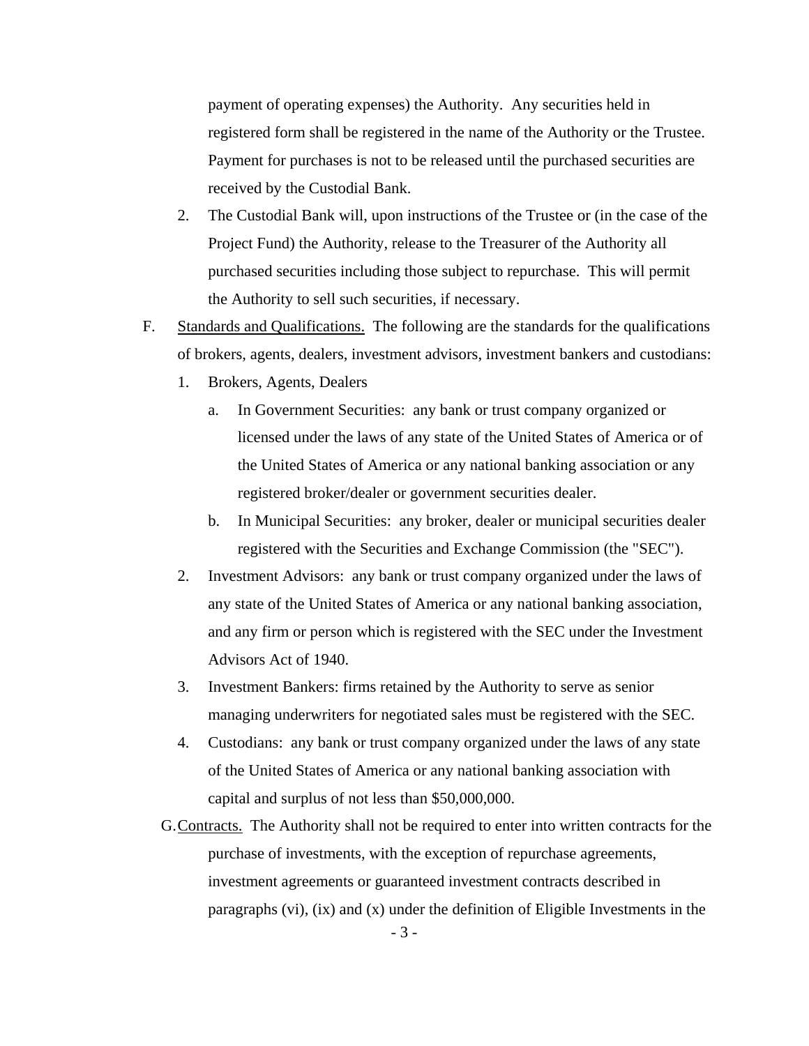payment of operating expenses) the Authority. Any securities held in registered form shall be registered in the name of the Authority or the Trustee. Payment for purchases is not to be released until the purchased securities are received by the Custodial Bank.

2. The Custodial Bank will, upon instructions of the Trustee or (in the case of the Project Fund) the Authority, release to the Treasurer of the Authority all purchased securities including those subject to repurchase. This will permit the Authority to sell such securities, if necessary.

F. Standards and Qualifications. The following are the standards for the qualifications of brokers, agents, dealers, investment advisors, investment bankers and custodians:

   1. Brokers, Agents, Dealers

      a. In Government Securities: any bank or trust company organized or licensed under the laws of any state of the United States of America or of the United States of America or any national banking association or any registered broker/dealer or government securities dealer.

      b. In Municipal Securities: any broker, dealer or municipal securities dealer registered with the Securities and Exchange Commission (the "SEC").

   2. Investment Advisors: any bank or trust company organized under the laws of any state of the United States of America or any national banking association, and any firm or person which is registered with the SEC under the Investment Advisors Act of 1940.

   3. Investment Bankers: firms retained by the Authority to serve as senior managing underwriters for negotiated sales must be registered with the SEC.

   4. Custodians: any bank or trust company organized under the laws of any state of the United States of America or any national banking association with capital and surplus of not less than $50,000,000.

G. Contracts. The Authority shall not be required to enter into written contracts for the purchase of investments, with the exception of repurchase agreements, investment agreements or guaranteed investment contracts described in paragraphs (vi), (ix) and (x) under the definition of Eligible Investments in the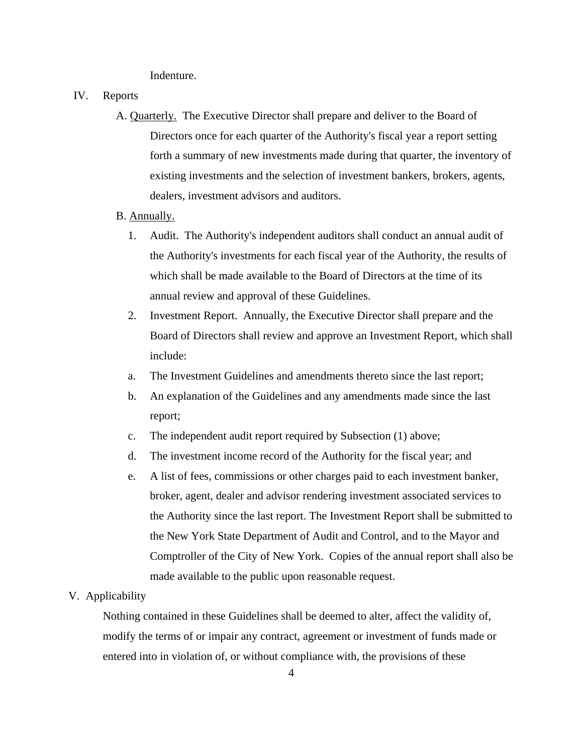Indenture.

IV. Reports

A. Quarterly. The Executive Director shall prepare and deliver to the Board of Directors once for each quarter of the Authority's fiscal year a report setting forth a summary of new investments made during that quarter, the inventory of existing investments and the selection of investment bankers, brokers, agents, dealers, investment advisors and auditors.

B. Annually.

1. Audit. The Authority's independent auditors shall conduct an annual audit of the Authority's investments for each fiscal year of the Authority, the results of which shall be made available to the Board of Directors at the time of its annual review and approval of these Guidelines.

2. Investment Report. Annually, the Executive Director shall prepare and the Board of Directors shall review and approve an Investment Report, which shall include:

a. The Investment Guidelines and amendments thereto since the last report;

b. An explanation of the Guidelines and any amendments made since the last report;

c. The independent audit report required by Subsection (1) above;

d. The investment income record of the Authority for the fiscal year; and

e. A list of fees, commissions or other charges paid to each investment banker, broker, agent, dealer and advisor rendering investment associated services to the Authority since the last report. The Investment Report shall be submitted to the New York State Department of Audit and Control, and to the Mayor and Comptroller of the City of New York. Copies of the annual report shall also be made available to the public upon reasonable request.

V. Applicability

Nothing contained in these Guidelines shall be deemed to alter, affect the validity of, modify the terms of or impair any contract, agreement or investment of funds made or entered into in violation of, or without compliance with, the provisions of these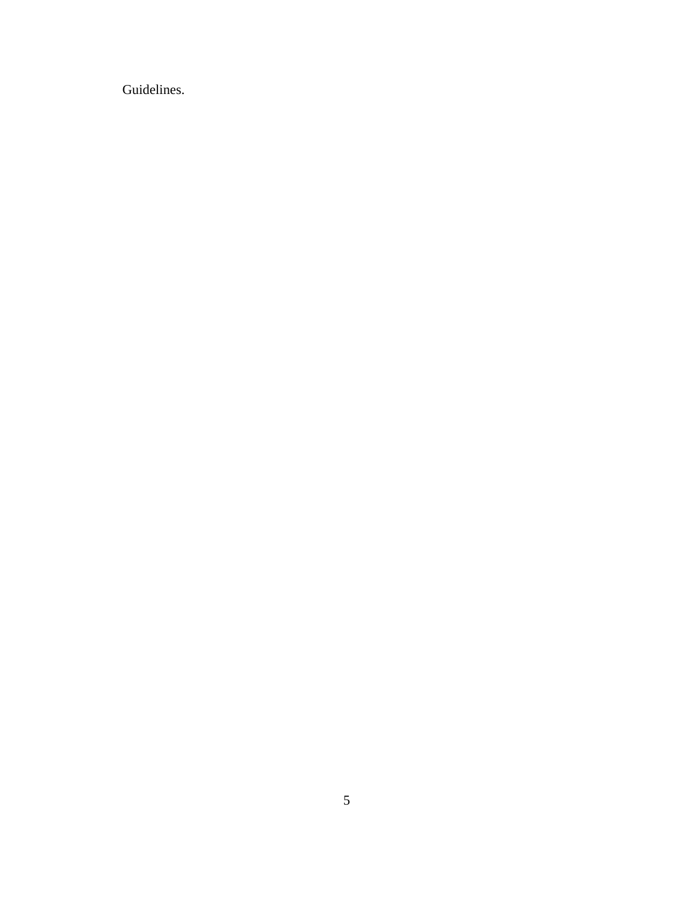Guidelines.